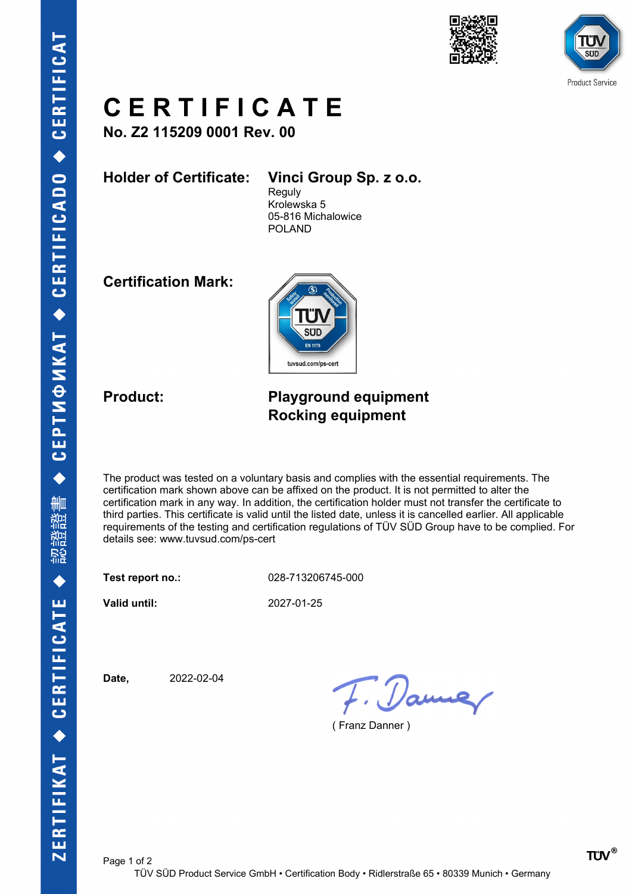# CERTIFICATE

**No. Z2 115209 0001 Rev. 00**

**Holder of Certificate:** **Vinci Group Sp. z o.o.**
Reguly
Krolewska 5
05-816 Michalowice
POLAND

**Certification Mark:**

**Product:** **Playground equipment**
**Rocking equipment**

The product was tested on a voluntary basis and complies with the essential requirements. The certification mark shown above can be affixed on the product. It is not permitted to alter the certification mark in any way. In addition, the certification holder must not transfer the certificate to third parties. This certificate is valid until the listed date, unless it is cancelled earlier. All applicable requirements of the testing and certification regulations of TÜV SÜD Group have to be complied. For details see: www.tuvsud.com/ps-cert

**Test report no.:** 028-713206745-000

**Valid until:** 2027-01-25

**Date,** 2022-02-04

( Franz Danner )

TÜV SÜD Product Service GmbH • Certification Body • Ridlerstraße 65 • 80339 Munich • Germany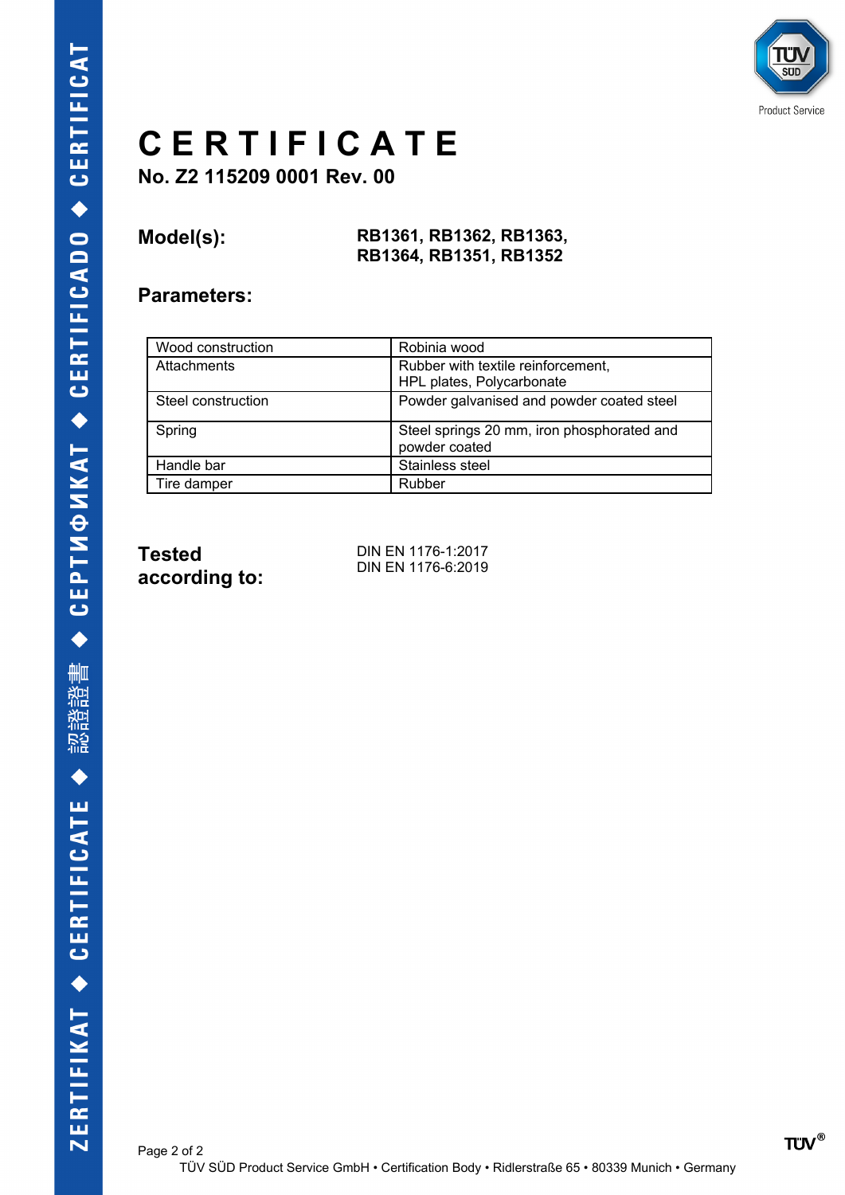# CERTIFICATE

**No. Z2 115209 0001 Rev. 00**

**Model(s):** **RB1361, RB1362, RB1363, RB1364, RB1351, RB1352**

**Parameters:**

| | |
|---|---|
| Wood construction | Robinia wood |
| Attachments | Rubber with textile reinforcement, HPL plates, Polycarbonate |
| Steel construction | Powder galvanised and powder coated steel |
| Spring | Steel springs 20 mm, iron phosphorated and powder coated |
| Handle bar | Stainless steel |
| Tire damper | Rubber |

**Tested according to:**

DIN EN 1176-1:2017
DIN EN 1176-6:2019

TÜV SÜD Product Service GmbH • Certification Body • Ridlerstraße 65 • 80339 Munich • Germany